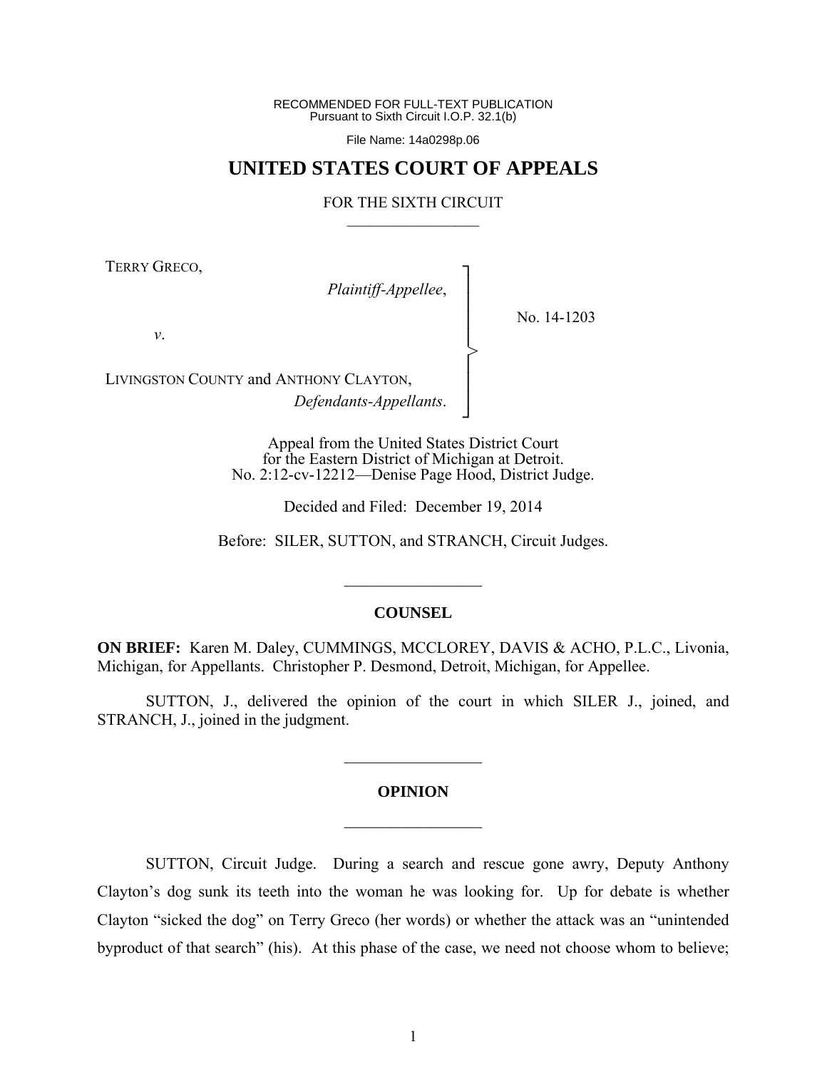RECOMMENDED FOR FULL-TEXT PUBLICATION
Pursuant to Sixth Circuit I.O.P. 32.1(b)

File Name: 14a0298p.06

# UNITED STATES COURT OF APPEALS

FOR THE SIXTH CIRCUIT

---

TERRY GRECO,

*Plaintiff-Appellee*,

*v*.

LIVINGSTON COUNTY and ANTHONY CLAYTON,

*Defendants-Appellants*.

No. 14-1203

Appeal from the United States District Court
for the Eastern District of Michigan at Detroit.
No. 2:12-cv-12212—Denise Page Hood, District Judge.

Decided and Filed: December 19, 2014

Before: SILER, SUTTON, and STRANCH, Circuit Judges.

---

**COUNSEL**

**ON BRIEF:** Karen M. Daley, CUMMINGS, MCCLOREY, DAVIS & ACHO, P.L.C., Livonia, Michigan, for Appellants. Christopher P. Desmond, Detroit, Michigan, for Appellee.

SUTTON, J., delivered the opinion of the court in which SILER J., joined, and STRANCH, J., joined in the judgment.

---

**OPINION**

---

SUTTON, Circuit Judge. During a search and rescue gone awry, Deputy Anthony Clayton's dog sunk its teeth into the woman he was looking for. Up for debate is whether Clayton "sicked the dog" on Terry Greco (her words) or whether the attack was an "unintended byproduct of that search" (his). At this phase of the case, we need not choose whom to believe;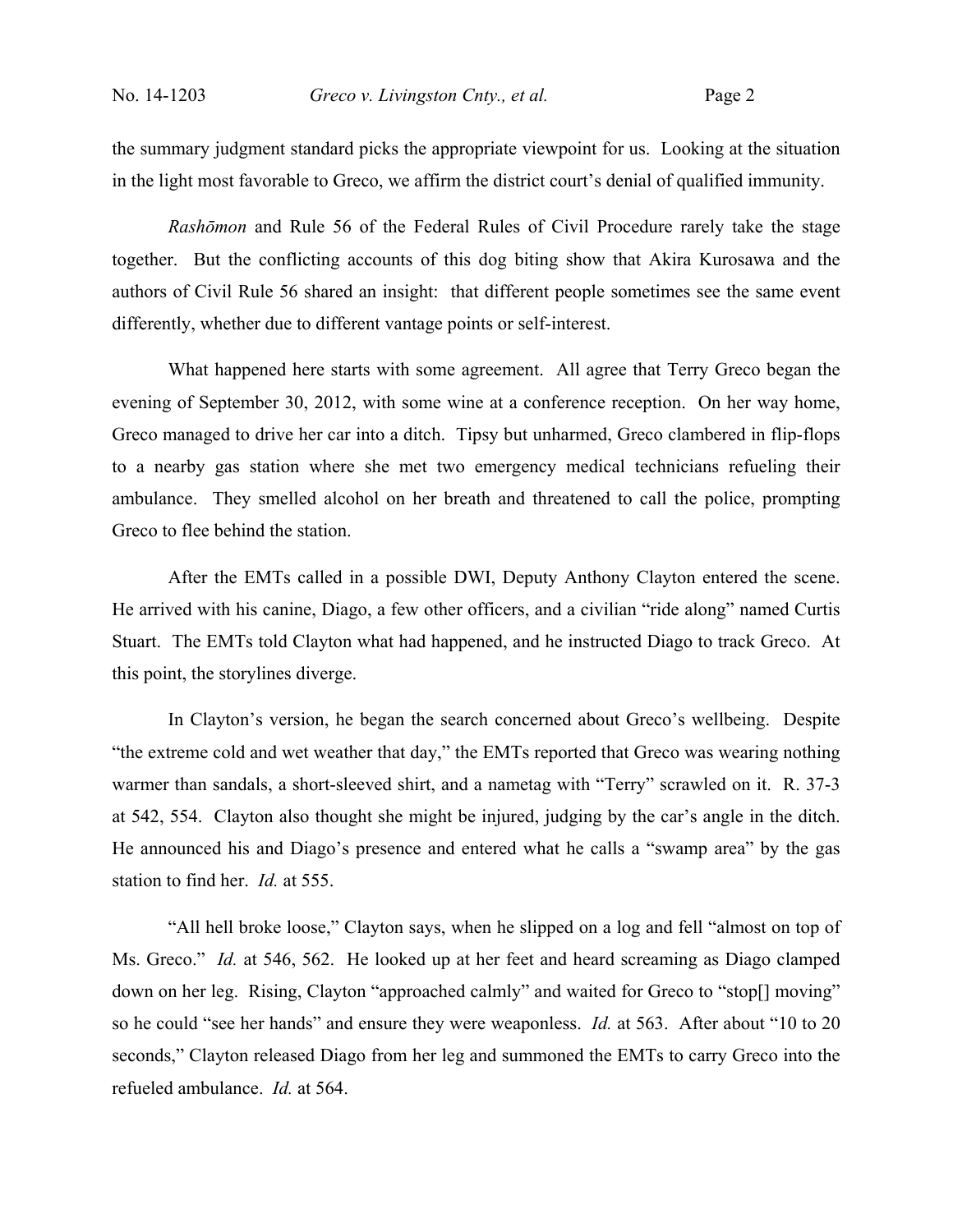the summary judgment standard picks the appropriate viewpoint for us. Looking at the situation in the light most favorable to Greco, we affirm the district court's denial of qualified immunity.

*Rashōmon* and Rule 56 of the Federal Rules of Civil Procedure rarely take the stage together. But the conflicting accounts of this dog biting show that Akira Kurosawa and the authors of Civil Rule 56 shared an insight: that different people sometimes see the same event differently, whether due to different vantage points or self-interest.

What happened here starts with some agreement. All agree that Terry Greco began the evening of September 30, 2012, with some wine at a conference reception. On her way home, Greco managed to drive her car into a ditch. Tipsy but unharmed, Greco clambered in flip-flops to a nearby gas station where she met two emergency medical technicians refueling their ambulance. They smelled alcohol on her breath and threatened to call the police, prompting Greco to flee behind the station.

After the EMTs called in a possible DWI, Deputy Anthony Clayton entered the scene. He arrived with his canine, Diago, a few other officers, and a civilian "ride along" named Curtis Stuart. The EMTs told Clayton what had happened, and he instructed Diago to track Greco. At this point, the storylines diverge.

In Clayton's version, he began the search concerned about Greco's wellbeing. Despite "the extreme cold and wet weather that day," the EMTs reported that Greco was wearing nothing warmer than sandals, a short-sleeved shirt, and a nametag with "Terry" scrawled on it. R. 37-3 at 542, 554. Clayton also thought she might be injured, judging by the car's angle in the ditch. He announced his and Diago's presence and entered what he calls a "swamp area" by the gas station to find her. *Id.* at 555.

"All hell broke loose," Clayton says, when he slipped on a log and fell "almost on top of Ms. Greco." *Id.* at 546, 562. He looked up at her feet and heard screaming as Diago clamped down on her leg. Rising, Clayton "approached calmly" and waited for Greco to "stop[] moving" so he could "see her hands" and ensure they were weaponless. *Id.* at 563. After about "10 to 20 seconds," Clayton released Diago from her leg and summoned the EMTs to carry Greco into the refueled ambulance. *Id.* at 564.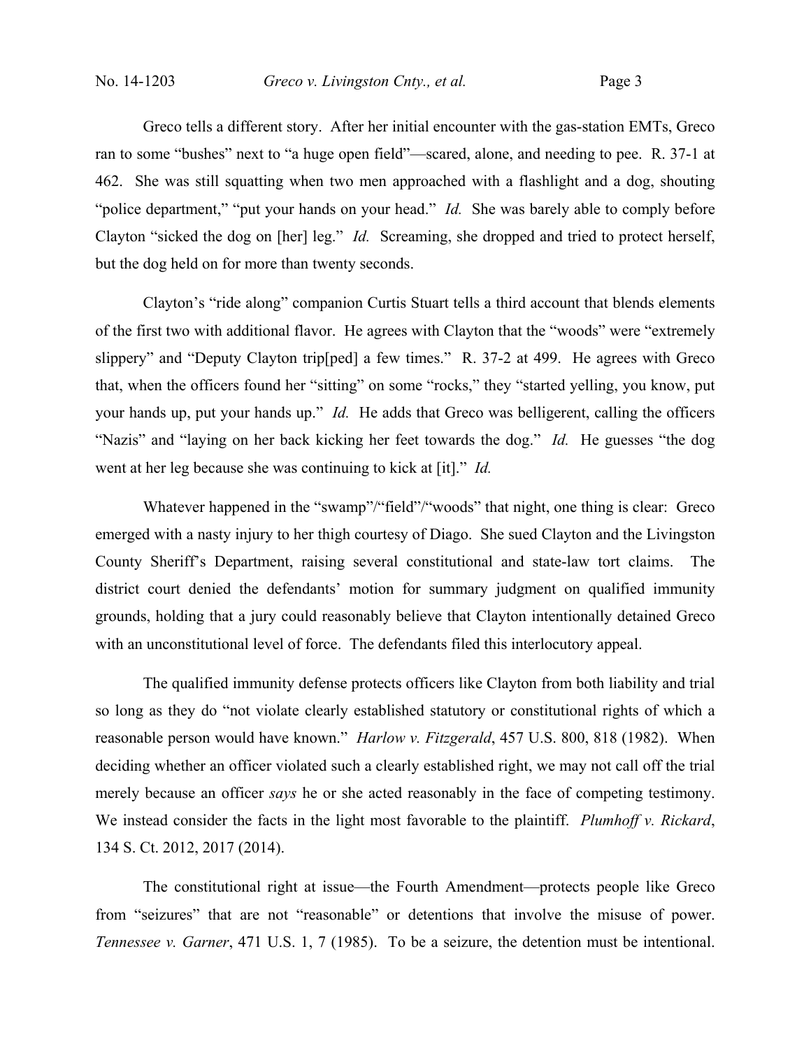Greco tells a different story. After her initial encounter with the gas-station EMTs, Greco ran to some "bushes" next to "a huge open field"—scared, alone, and needing to pee. R. 37-1 at 462. She was still squatting when two men approached with a flashlight and a dog, shouting "police department," "put your hands on your head." *Id.* She was barely able to comply before Clayton "sicked the dog on [her] leg." *Id.* Screaming, she dropped and tried to protect herself, but the dog held on for more than twenty seconds.

Clayton's "ride along" companion Curtis Stuart tells a third account that blends elements of the first two with additional flavor. He agrees with Clayton that the "woods" were "extremely slippery" and "Deputy Clayton trip[ped] a few times." R. 37-2 at 499. He agrees with Greco that, when the officers found her "sitting" on some "rocks," they "started yelling, you know, put your hands up, put your hands up." *Id.* He adds that Greco was belligerent, calling the officers "Nazis" and "laying on her back kicking her feet towards the dog." *Id.* He guesses "the dog went at her leg because she was continuing to kick at [it]." *Id.*

Whatever happened in the "swamp"/"field"/"woods" that night, one thing is clear: Greco emerged with a nasty injury to her thigh courtesy of Diago. She sued Clayton and the Livingston County Sheriff's Department, raising several constitutional and state-law tort claims. The district court denied the defendants' motion for summary judgment on qualified immunity grounds, holding that a jury could reasonably believe that Clayton intentionally detained Greco with an unconstitutional level of force. The defendants filed this interlocutory appeal.

The qualified immunity defense protects officers like Clayton from both liability and trial so long as they do "not violate clearly established statutory or constitutional rights of which a reasonable person would have known." *Harlow v. Fitzgerald*, 457 U.S. 800, 818 (1982). When deciding whether an officer violated such a clearly established right, we may not call off the trial merely because an officer *says* he or she acted reasonably in the face of competing testimony. We instead consider the facts in the light most favorable to the plaintiff. *Plumhoff v. Rickard*, 134 S. Ct. 2012, 2017 (2014).

The constitutional right at issue—the Fourth Amendment—protects people like Greco from "seizures" that are not "reasonable" or detentions that involve the misuse of power. *Tennessee v. Garner*, 471 U.S. 1, 7 (1985). To be a seizure, the detention must be intentional.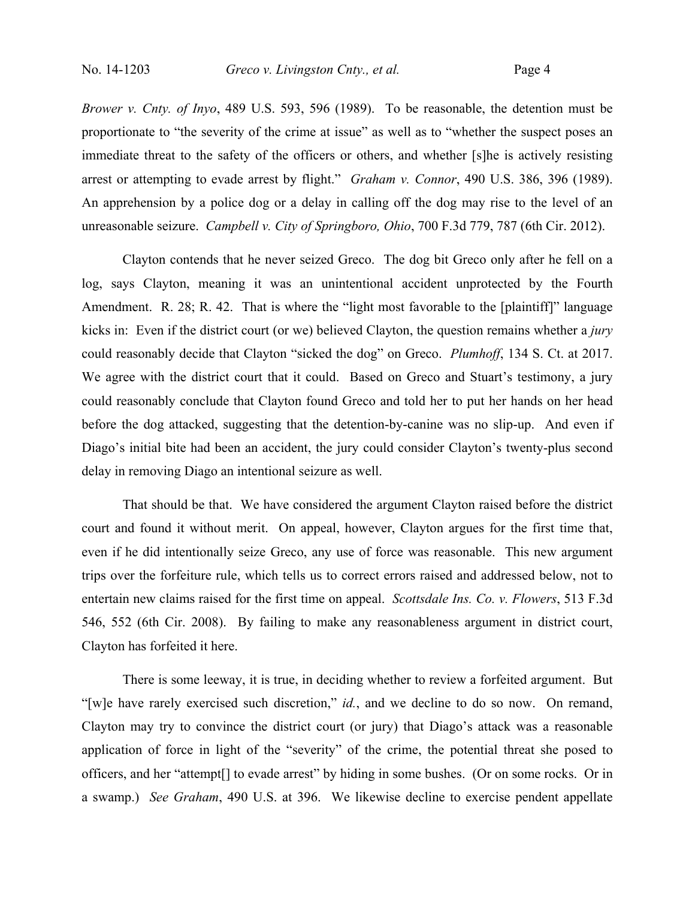*Brower v. Cnty. of Inyo*, 489 U.S. 593, 596 (1989). To be reasonable, the detention must be proportionate to "the severity of the crime at issue" as well as to "whether the suspect poses an immediate threat to the safety of the officers or others, and whether [s]he is actively resisting arrest or attempting to evade arrest by flight." *Graham v. Connor*, 490 U.S. 386, 396 (1989). An apprehension by a police dog or a delay in calling off the dog may rise to the level of an unreasonable seizure. *Campbell v. City of Springboro, Ohio*, 700 F.3d 779, 787 (6th Cir. 2012).

Clayton contends that he never seized Greco. The dog bit Greco only after he fell on a log, says Clayton, meaning it was an unintentional accident unprotected by the Fourth Amendment. R. 28; R. 42. That is where the "light most favorable to the [plaintiff]" language kicks in: Even if the district court (or we) believed Clayton, the question remains whether a *jury* could reasonably decide that Clayton "sicked the dog" on Greco. *Plumhoff*, 134 S. Ct. at 2017. We agree with the district court that it could. Based on Greco and Stuart's testimony, a jury could reasonably conclude that Clayton found Greco and told her to put her hands on her head before the dog attacked, suggesting that the detention-by-canine was no slip-up. And even if Diago's initial bite had been an accident, the jury could consider Clayton's twenty-plus second delay in removing Diago an intentional seizure as well.

That should be that. We have considered the argument Clayton raised before the district court and found it without merit. On appeal, however, Clayton argues for the first time that, even if he did intentionally seize Greco, any use of force was reasonable. This new argument trips over the forfeiture rule, which tells us to correct errors raised and addressed below, not to entertain new claims raised for the first time on appeal. *Scottsdale Ins. Co. v. Flowers*, 513 F.3d 546, 552 (6th Cir. 2008). By failing to make any reasonableness argument in district court, Clayton has forfeited it here.

There is some leeway, it is true, in deciding whether to review a forfeited argument. But "[w]e have rarely exercised such discretion," *id.*, and we decline to do so now. On remand, Clayton may try to convince the district court (or jury) that Diago's attack was a reasonable application of force in light of the "severity" of the crime, the potential threat she posed to officers, and her "attempt[] to evade arrest" by hiding in some bushes. (Or on some rocks. Or in a swamp.) *See Graham*, 490 U.S. at 396. We likewise decline to exercise pendent appellate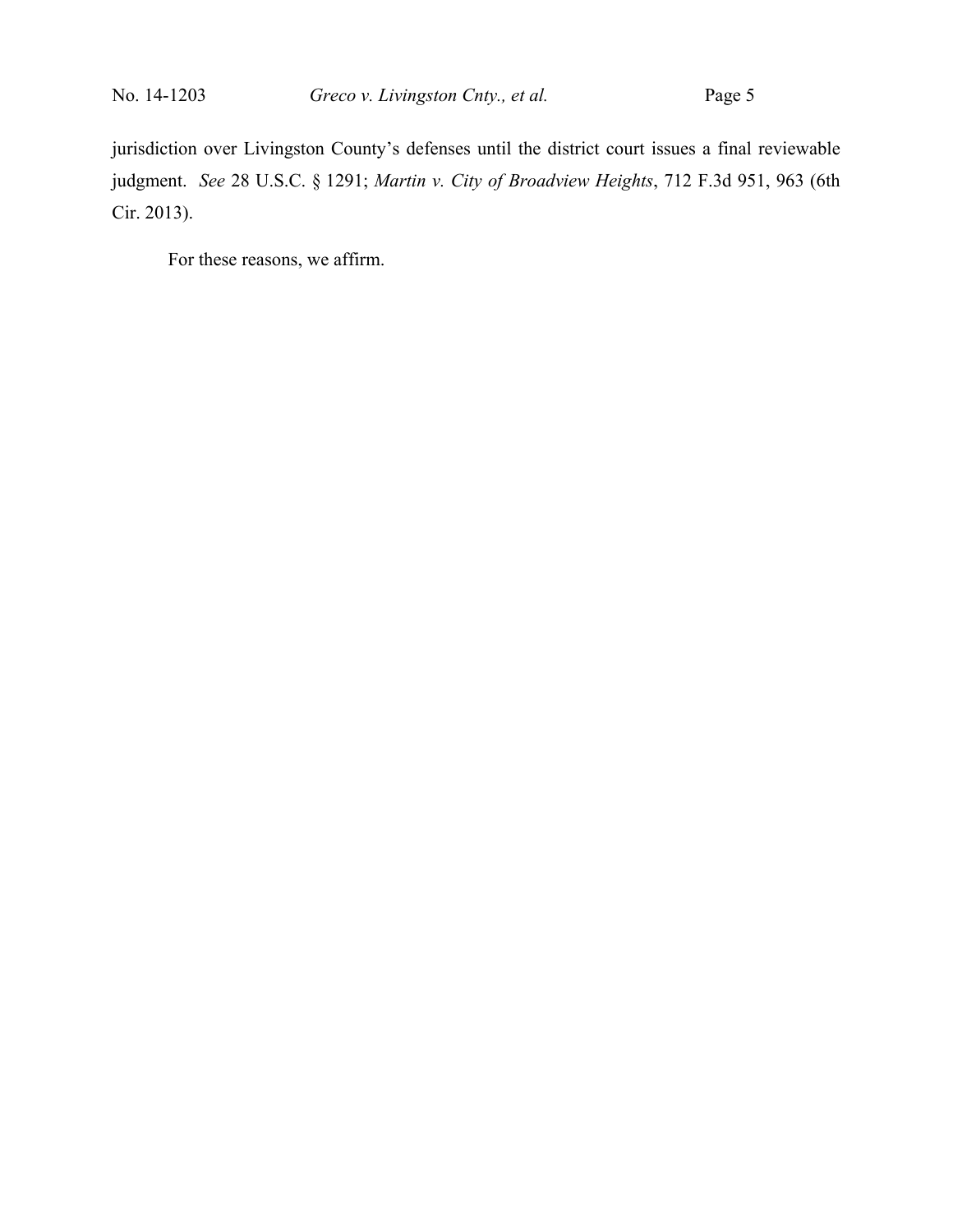jurisdiction over Livingston County's defenses until the district court issues a final reviewable judgment. *See* 28 U.S.C. § 1291; *Martin v. City of Broadview Heights*, 712 F.3d 951, 963 (6th Cir. 2013).

For these reasons, we affirm.